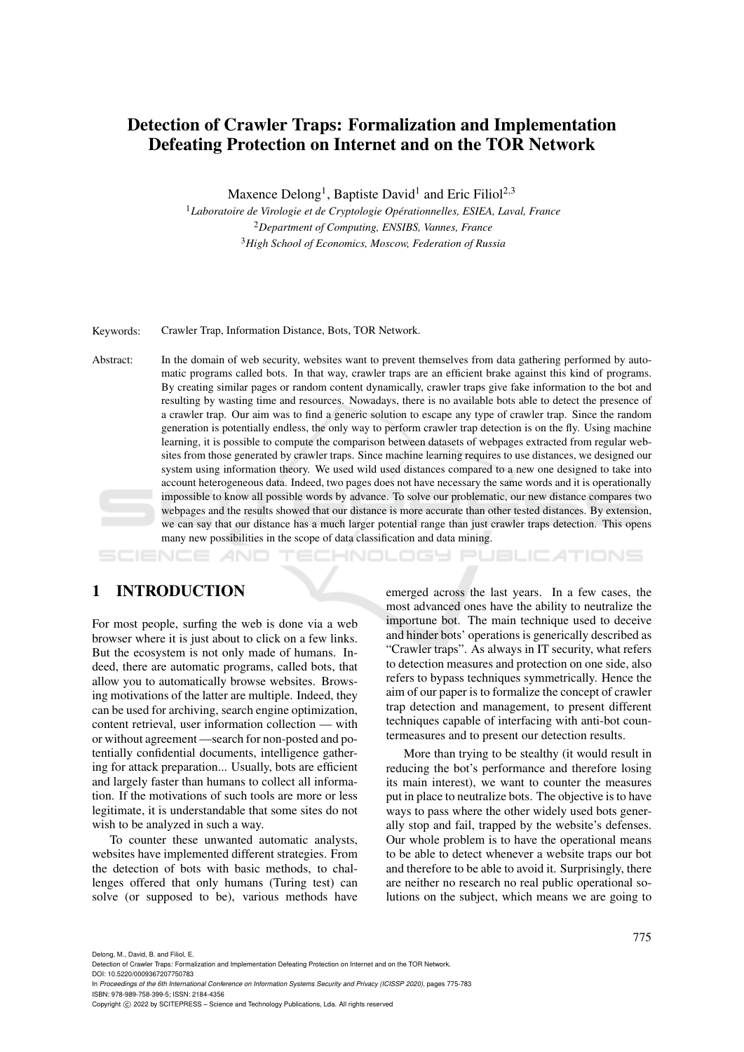// Title/author block and rule 2 formatting for affiliation markers

# Detection of Crawler Traps: Formalization and Implementation Defeating Protection on Internet and on the TOR Network

Maxence Delong[1], Baptiste David[1] and Eric Filiol[2,3]

[1] *Laboratoire de Virologie et de Cryptologie Opérationnelles, ESIEA, Laval, France*
[2] *Department of Computing, ENSIBS, Vannes, France*
[3] *High School of Economics, Moscow, Federation of Russia*

Keywords: Crawler Trap, Information Distance, Bots, TOR Network.

Abstract: In the domain of web security, websites want to prevent themselves from data gathering performed by automatic programs called bots. In that way, crawler traps are an efficient brake against this kind of programs. By creating similar pages or random content dynamically, crawler traps give fake information to the bot and resulting by wasting time and resources. Nowadays, there is no available bots able to detect the presence of a crawler trap. Our aim was to find a generic solution to escape any type of crawler trap. Since the random generation is potentially endless, the only way to perform crawler trap detection is on the fly. Using machine learning, it is possible to compute the comparison between datasets of webpages extracted from regular websites from those generated by crawler traps. Since machine learning requires to use distances, we designed our system using information theory. We used wild used distances compared to a new one designed to take into account heterogeneous data. Indeed, two pages does not have necessary the same words and it is operationally impossible to know all possible words by advance. To solve our problematic, our new distance compares two webpages and the results showed that our distance is more accurate than other tested distances. By extension, we can say that our distance has a much larger potential range than just crawler traps detection. This opens many new possibilities in the scope of data classification and data mining.

## 1 INTRODUCTION

For most people, surfing the web is done via a web browser where it is just about to click on a few links. But the ecosystem is not only made of humans. Indeed, there are automatic programs, called bots, that allow you to automatically browse websites. Browsing motivations of the latter are multiple. Indeed, they can be used for archiving, search engine optimization, content retrieval, user information collection — with or without agreement —search for non-posted and potentially confidential documents, intelligence gathering for attack preparation... Usually, bots are efficient and largely faster than humans to collect all information. If the motivations of such tools are more or less legitimate, it is understandable that some sites do not wish to be analyzed in such a way.

To counter these unwanted automatic analysts, websites have implemented different strategies. From the detection of bots with basic methods, to challenges offered that only humans (Turing test) can solve (or supposed to be), various methods have emerged across the last years. In a few cases, the most advanced ones have the ability to neutralize the importune bot. The main technique used to deceive and hinder bots' operations is generically described as "Crawler traps". As always in IT security, what refers to detection measures and protection on one side, also refers to bypass techniques symmetrically. Hence the aim of our paper is to formalize the concept of crawler trap detection and management, to present different techniques capable of interfacing with anti-bot countermeasures and to present our detection results.

More than trying to be stealthy (it would result in reducing the bot's performance and therefore losing its main interest), we want to counter the measures put in place to neutralize bots. The objective is to have ways to pass where the other widely used bots generally stop and fail, trapped by the website's defenses. Our whole problem is to have the operational means to be able to detect whenever a website traps our bot and therefore to be able to avoid it. Surprisingly, there are neither no research no real public operational solutions on the subject, which means we are going to

Delong, M., David, B. and Filiol, E.
Detection of Crawler Traps: Formalization and Implementation Defeating Protection on Internet and on the TOR Network.
DOI: 10.5220/0009367207750783
In *Proceedings of the 6th International Conference on Information Systems Security and Privacy (ICISSP 2020)*, pages 775-783
ISBN: 978-989-758-399-5; ISSN: 2184-4356
Copyright © 2022 by SCITEPRESS – Science and Technology Publications, Lda. All rights reserved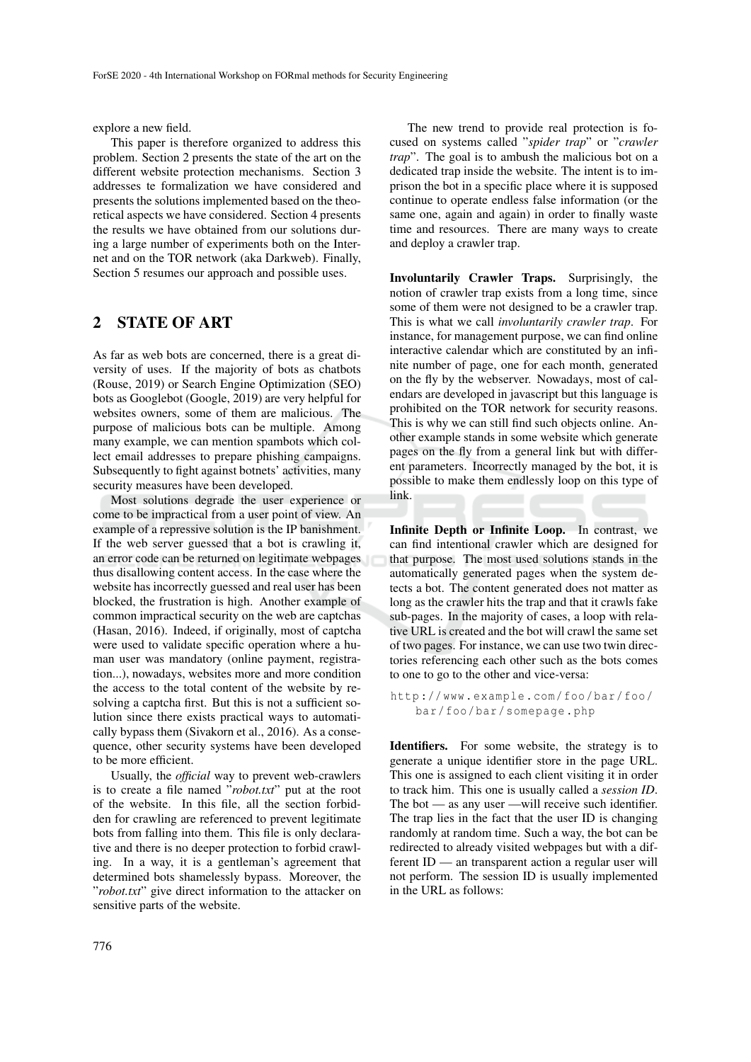explore a new field.

This paper is therefore organized to address this problem. Section 2 presents the state of the art on the different website protection mechanisms. Section 3 addresses te formalization we have considered and presents the solutions implemented based on the theoretical aspects we have considered. Section 4 presents the results we have obtained from our solutions during a large number of experiments both on the Internet and on the TOR network (aka Darkweb). Finally, Section 5 resumes our approach and possible uses.

## 2 STATE OF ART

As far as web bots are concerned, there is a great diversity of uses. If the majority of bots as chatbots (Rouse, 2019) or Search Engine Optimization (SEO) bots as Googlebot (Google, 2019) are very helpful for websites owners, some of them are malicious. The purpose of malicious bots can be multiple. Among many example, we can mention spambots which collect email addresses to prepare phishing campaigns. Subsequently to fight against botnets' activities, many security measures have been developed.

Most solutions degrade the user experience or come to be impractical from a user point of view. An example of a repressive solution is the IP banishment. If the web server guessed that a bot is crawling it, an error code can be returned on legitimate webpages thus disallowing content access. In the case where the website has incorrectly guessed and real user has been blocked, the frustration is high. Another example of common impractical security on the web are captchas (Hasan, 2016). Indeed, if originally, most of captcha were used to validate specific operation where a human user was mandatory (online payment, registration...), nowadays, websites more and more condition the access to the total content of the website by resolving a captcha first. But this is not a sufficient solution since there exists practical ways to automatically bypass them (Sivakorn et al., 2016). As a consequence, other security systems have been developed to be more efficient.

Usually, the *official* way to prevent web-crawlers is to create a file named "*robot.txt*" put at the root of the website. In this file, all the section forbidden for crawling are referenced to prevent legitimate bots from falling into them. This file is only declarative and there is no deeper protection to forbid crawling. In a way, it is a gentleman's agreement that determined bots shamelessly bypass. Moreover, the "*robot.txt*" give direct information to the attacker on sensitive parts of the website.

The new trend to provide real protection is focused on systems called "*spider trap*" or "*crawler trap*". The goal is to ambush the malicious bot on a dedicated trap inside the website. The intent is to imprison the bot in a specific place where it is supposed continue to operate endless false information (or the same one, again and again) in order to finally waste time and resources. There are many ways to create and deploy a crawler trap.

**Involuntarily Crawler Traps.** Surprisingly, the notion of crawler trap exists from a long time, since some of them were not designed to be a crawler trap. This is what we call *involuntarily crawler trap*. For instance, for management purpose, we can find online interactive calendar which are constituted by an infinite number of page, one for each month, generated on the fly by the webserver. Nowadays, most of calendars are developed in javascript but this language is prohibited on the TOR network for security reasons. This is why we can still find such objects online. Another example stands in some website which generate pages on the fly from a general link but with different parameters. Incorrectly managed by the bot, it is possible to make them endlessly loop on this type of link.

**Infinite Depth or Infinite Loop.** In contrast, we can find intentional crawler which are designed for that purpose. The most used solutions stands in the automatically generated pages when the system detects a bot. The content generated does not matter as long as the crawler hits the trap and that it crawls fake sub-pages. In the majority of cases, a loop with relative URL is created and the bot will crawl the same set of two pages. For instance, we can use two twin directories referencing each other such as the bots comes to one to go to the other and vice-versa:

```
http://www.example.com/foo/bar/foo/
    bar/foo/bar/somepage.php
```

**Identifiers.** For some website, the strategy is to generate a unique identifier store in the page URL. This one is assigned to each client visiting it in order to track him. This one is usually called a *session ID*. The bot — as any user —will receive such identifier. The trap lies in the fact that the user ID is changing randomly at random time. Such a way, the bot can be redirected to already visited webpages but with a different ID — an transparent action a regular user will not perform. The session ID is usually implemented in the URL as follows: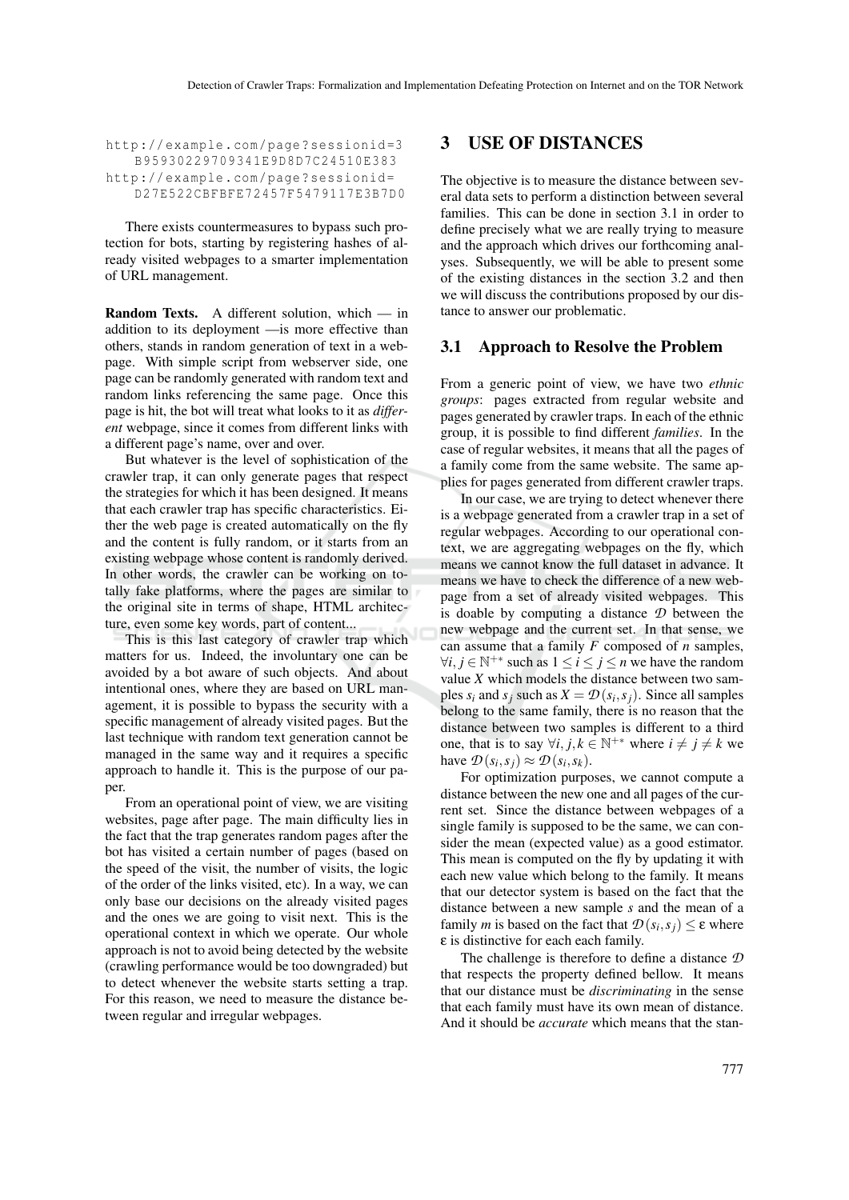```
http://example.com/page?sessionid=3
    B95930229709341E9D8D7C24510E383
http://example.com/page?sessionid=
    D27E522CBFBFE72457F5479117E3B7D0
```

There exists countermeasures to bypass such protection for bots, starting by registering hashes of already visited webpages to a smarter implementation of URL management.

**Random Texts.** A different solution, which — in addition to its deployment —is more effective than others, stands in random generation of text in a webpage. With simple script from webserver side, one page can be randomly generated with random text and random links referencing the same page. Once this page is hit, the bot will treat what looks to it as *different* webpage, since it comes from different links with a different page's name, over and over.

But whatever is the level of sophistication of the crawler trap, it can only generate pages that respect the strategies for which it has been designed. It means that each crawler trap has specific characteristics. Either the web page is created automatically on the fly and the content is fully random, or it starts from an existing webpage whose content is randomly derived. In other words, the crawler can be working on totally fake platforms, where the pages are similar to the original site in terms of shape, HTML architecture, even some key words, part of content...

This is this last category of crawler trap which matters for us. Indeed, the involuntary one can be avoided by a bot aware of such objects. And about intentional ones, where they are based on URL management, it is possible to bypass the security with a specific management of already visited pages. But the last technique with random text generation cannot be managed in the same way and it requires a specific approach to handle it. This is the purpose of our paper.

From an operational point of view, we are visiting websites, page after page. The main difficulty lies in the fact that the trap generates random pages after the bot has visited a certain number of pages (based on the speed of the visit, the number of visits, the logic of the order of the links visited, etc). In a way, we can only base our decisions on the already visited pages and the ones we are going to visit next. This is the operational context in which we operate. Our whole approach is not to avoid being detected by the website (crawling performance would be too downgraded) but to detect whenever the website starts setting a trap. For this reason, we need to measure the distance between regular and irregular webpages.

## 3 USE OF DISTANCES

The objective is to measure the distance between several data sets to perform a distinction between several families. This can be done in section 3.1 in order to define precisely what we are really trying to measure and the approach which drives our forthcoming analyses. Subsequently, we will be able to present some of the existing distances in the section 3.2 and then we will discuss the contributions proposed by our distance to answer our problematic.

### 3.1 Approach to Resolve the Problem

From a generic point of view, we have two *ethnic groups*: pages extracted from regular website and pages generated by crawler traps. In each of the ethnic group, it is possible to find different *families*. In the case of regular websites, it means that all the pages of a family come from the same website. The same applies for pages generated from different crawler traps.

In our case, we are trying to detect whenever there is a webpage generated from a crawler trap in a set of regular webpages. According to our operational context, we are aggregating webpages on the fly, which means we cannot know the full dataset in advance. It means we have to check the difference of a new webpage from a set of already visited webpages. This is doable by computing a distance $\mathcal{D}$ between the new webpage and the current set. In that sense, we can assume that a family $F$ composed of $n$ samples, $\forall i, j \in \mathbb{N}^{+*}$ such as $1 \leq i \leq j \leq n$ we have the random value $X$ which models the distance between two samples $s_i$ and $s_j$ such as $X = \mathcal{D}(s_i, s_j)$. Since all samples belong to the same family, there is no reason that the distance between two samples is different to a third one, that is to say $\forall i, j, k \in \mathbb{N}^{+*}$ where $i \neq j \neq k$ we have $\mathcal{D}(s_i, s_j) \approx \mathcal{D}(s_i, s_k)$.

For optimization purposes, we cannot compute a distance between the new one and all pages of the current set. Since the distance between webpages of a single family is supposed to be the same, we can consider the mean (expected value) as a good estimator. This mean is computed on the fly by updating it with each new value which belong to the family. It means that our detector system is based on the fact that the distance between a new sample $s$ and the mean of a family $m$ is based on the fact that $\mathcal{D}(s_i, s_j) \leq \varepsilon$ where $\varepsilon$ is distinctive for each each family.

The challenge is therefore to define a distance $\mathcal{D}$ that respects the property defined bellow. It means that our distance must be *discriminating* in the sense that each family must have its own mean of distance. And it should be *accurate* which means that the stan-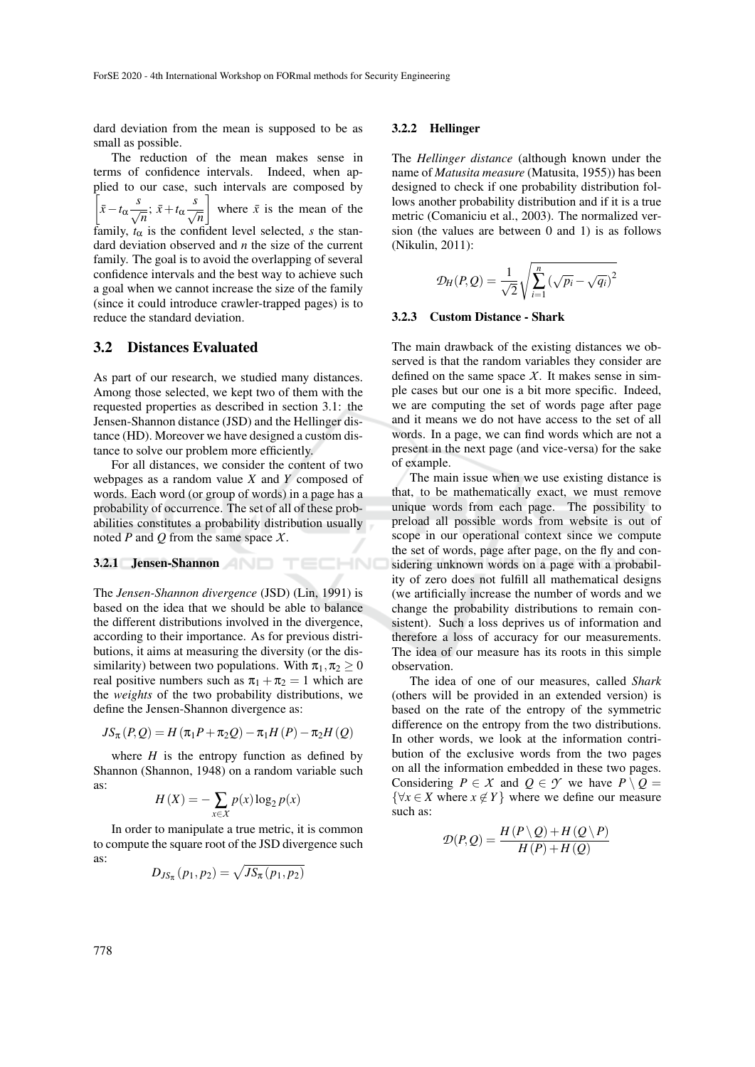dard deviation from the mean is supposed to be as small as possible.

The reduction of the mean makes sense in terms of confidence intervals. Indeed, when applied to our case, such intervals are composed by $\left[\bar{x} - t_\alpha \frac{s}{\sqrt{n}}; \bar{x} + t_\alpha \frac{s}{\sqrt{n}}\right]$ where $\bar{x}$ is the mean of the family, $t_\alpha$ is the confident level selected, $s$ the standard deviation observed and $n$ the size of the current family. The goal is to avoid the overlapping of several confidence intervals and the best way to achieve such a goal when we cannot increase the size of the family (since it could introduce crawler-trapped pages) is to reduce the standard deviation.

## 3.2 Distances Evaluated

As part of our research, we studied many distances. Among those selected, we kept two of them with the requested properties as described in section 3.1: the Jensen-Shannon distance (JSD) and the Hellinger distance (HD). Moreover we have designed a custom distance to solve our problem more efficiently.

For all distances, we consider the content of two webpages as a random value $X$ and $Y$ composed of words. Each word (or group of words) in a page has a probability of occurrence. The set of all of these probabilities constitutes a probability distribution usually noted $P$ and $Q$ from the same space $\mathcal{X}$.

### 3.2.1 Jensen-Shannon

The *Jensen-Shannon divergence* (JSD) (Lin, 1991) is based on the idea that we should be able to balance the different distributions involved in the divergence, according to their importance. As for previous distributions, it aims at measuring the diversity (or the dissimilarity) between two populations. With $\pi_1, \pi_2 \geq 0$ real positive numbers such as $\pi_1 + \pi_2 = 1$ which are the *weights* of the two probability distributions, we define the Jensen-Shannon divergence as:

$$JS_\pi(P,Q) = H(\pi_1 P + \pi_2 Q) - \pi_1 H(P) - \pi_2 H(Q)$$

where $H$ is the entropy function as defined by Shannon (Shannon, 1948) on a random variable such as:

$$H(X) = -\sum_{x \in \mathcal{X}} p(x) \log_2 p(x)$$

In order to manipulate a true metric, it is common to compute the square root of the JSD divergence such as:

$$D_{JS_\pi}(p_1, p_2) = \sqrt{JS_\pi(p_1, p_2)}$$

### 3.2.2 Hellinger

The *Hellinger distance* (although known under the name of *Matusita measure* (Matusita, 1955)) has been designed to check if one probability distribution follows another probability distribution and if it is a true metric (Comaniciu et al., 2003). The normalized version (the values are between 0 and 1) is as follows (Nikulin, 2011):

$$\mathcal{D}_H(P,Q) = \frac{1}{\sqrt{2}} \sqrt{\sum_{i=1}^{n} \left(\sqrt{p_i} - \sqrt{q_i}\right)^2}$$

### 3.2.3 Custom Distance - Shark

The main drawback of the existing distances we observed is that the random variables they consider are defined on the same space $\mathcal{X}$. It makes sense in simple cases but our one is a bit more specific. Indeed, we are computing the set of words page after page and it means we do not have access to the set of all words. In a page, we can find words which are not a present in the next page (and vice-versa) for the sake of example.

The main issue when we use existing distance is that, to be mathematically exact, we must remove unique words from each page. The possibility to preload all possible words from website is out of scope in our operational context since we compute the set of words, page after page, on the fly and considering unknown words on a page with a probability of zero does not fulfill all mathematical designs (we artificially increase the number of words and we change the probability distributions to remain consistent). Such a loss deprives us of information and therefore a loss of accuracy for our measurements. The idea of our measure has its roots in this simple observation.

The idea of one of our measures, called *Shark* (others will be provided in an extended version) is based on the rate of the entropy of the symmetric difference on the entropy from the two distributions. In other words, we look at the information contribution of the exclusive words from the two pages on all the information embedded in these two pages. Considering $P \in \mathcal{X}$ and $Q \in \mathcal{Y}$ we have $P \setminus Q = \{\forall x \in X \text{ where } x \notin Y\}$ where we define our measure such as:

$$\mathcal{D}(P,Q) = \frac{H(P \setminus Q) + H(Q \setminus P)}{H(P) + H(Q)}$$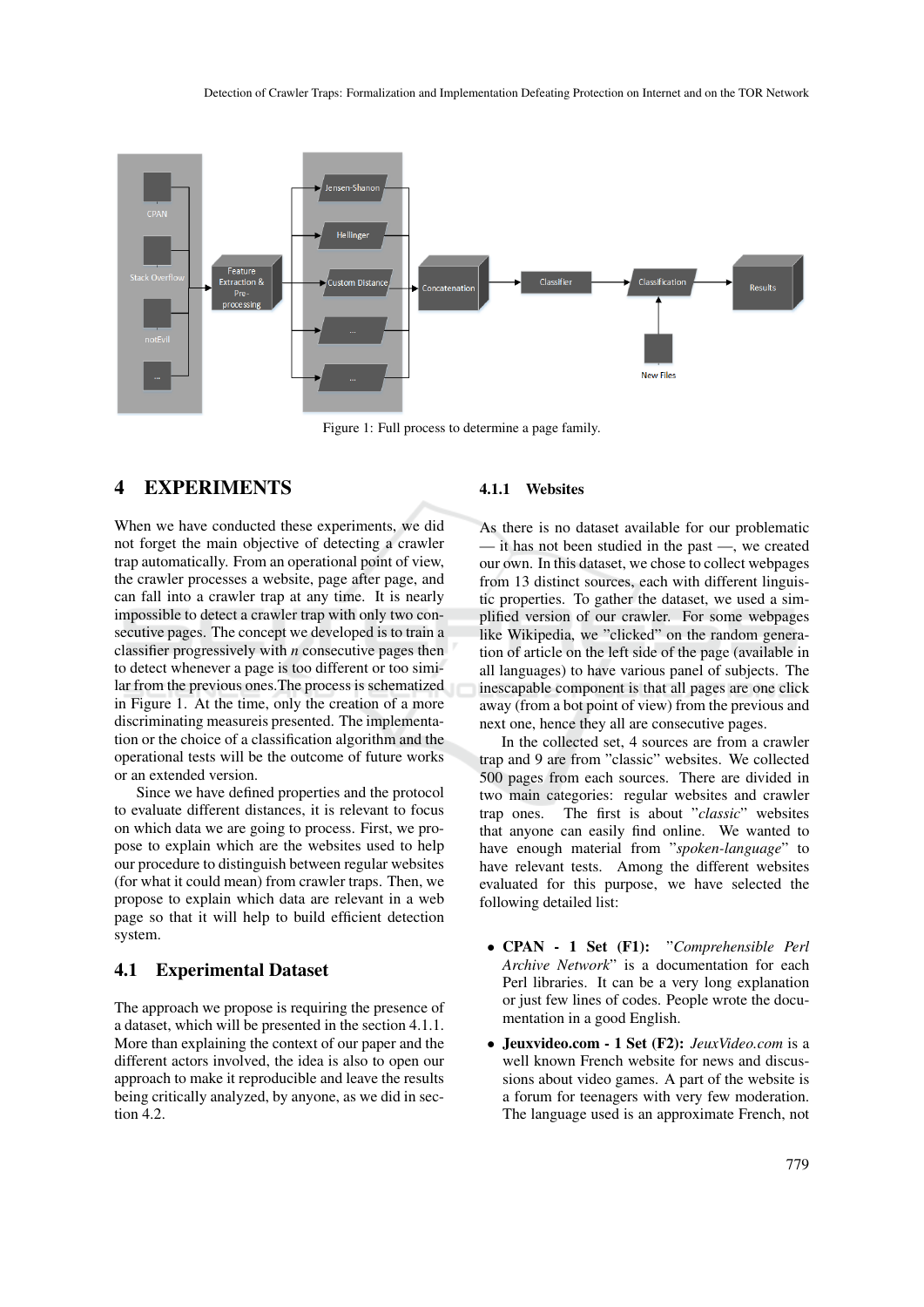Figure 1: Full process to determine a page family.

## 4 EXPERIMENTS

When we have conducted these experiments, we did not forget the main objective of detecting a crawler trap automatically. From an operational point of view, the crawler processes a website, page after page, and can fall into a crawler trap at any time. It is nearly impossible to detect a crawler trap with only two consecutive pages. The concept we developed is to train a classifier progressively with $n$ consecutive pages then to detect whenever a page is too different or too similar from the previous ones.The process is schematized in Figure 1. At the time, only the creation of a more discriminating measureis presented. The implementation or the choice of a classification algorithm and the operational tests will be the outcome of future works or an extended version.

Since we have defined properties and the protocol to evaluate different distances, it is relevant to focus on which data we are going to process. First, we propose to explain which are the websites used to help our procedure to distinguish between regular websites (for what it could mean) from crawler traps. Then, we propose to explain which data are relevant in a web page so that it will help to build efficient detection system.

### 4.1 Experimental Dataset

The approach we propose is requiring the presence of a dataset, which will be presented in the section 4.1.1. More than explaining the context of our paper and the different actors involved, the idea is also to open our approach to make it reproducible and leave the results being critically analyzed, by anyone, as we did in section 4.2.

#### 4.1.1 Websites

As there is no dataset available for our problematic — it has not been studied in the past —, we created our own. In this dataset, we chose to collect webpages from 13 distinct sources, each with different linguistic properties. To gather the dataset, we used a simplified version of our crawler. For some webpages like Wikipedia, we "clicked" on the random generation of article on the left side of the page (available in all languages) to have various panel of subjects. The inescapable component is that all pages are one click away (from a bot point of view) from the previous and next one, hence they all are consecutive pages.

In the collected set, 4 sources are from a crawler trap and 9 are from "classic" websites. We collected 500 pages from each sources. There are divided in two main categories: regular websites and crawler trap ones. The first is about "*classic*" websites that anyone can easily find online. We wanted to have enough material from "*spoken-language*" to have relevant tests. Among the different websites evaluated for this purpose, we have selected the following detailed list:

- **CPAN - 1 Set (F1):** "*Comprehensible Perl Archive Network*" is a documentation for each Perl libraries. It can be a very long explanation or just few lines of codes. People wrote the documentation in a good English.
- **Jeuxvideo.com - 1 Set (F2):** *JeuxVideo.com* is a well known French website for news and discussions about video games. A part of the website is a forum for teenagers with very few moderation. The language used is an approximate French, not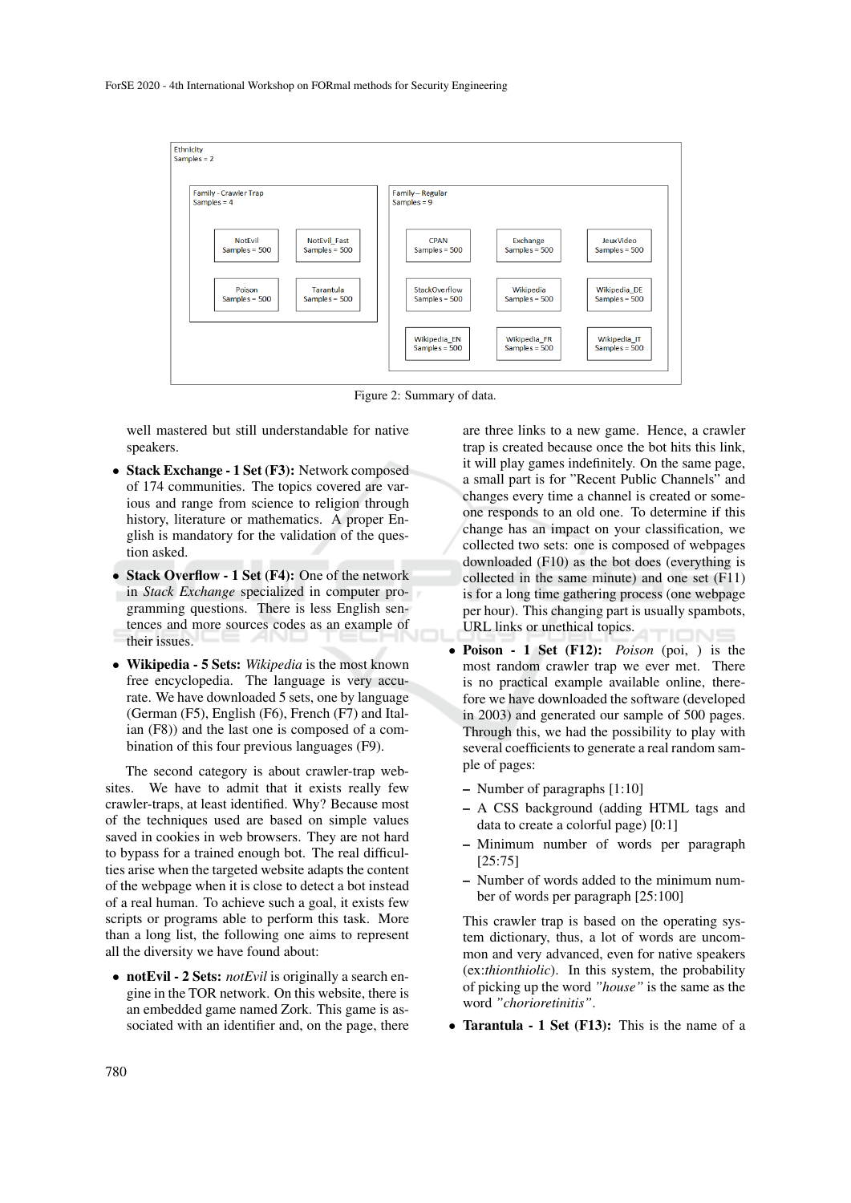Ethnicity
Samples = 2

Family - Crawler Trap
Samples = 4

NotEvil Samples = 500 | NotEvil_Fast Samples = 500 | Poison Samples = 500 | Tarantula Samples = 500

Family – Regular
Samples = 9

CPAN Samples = 500 | Exchange Samples = 500 | JeuxVideo Samples = 500 | StackOverflow Samples = 500 | Wikipedia Samples = 500 | Wikipedia_DE Samples = 500 | Wikipedia_EN Samples = 500 | Wikipedia_FR Samples = 500 | Wikipedia_IT Samples = 500

Figure 2: Summary of data.

well mastered but still understandable for native speakers.

- **Stack Exchange - 1 Set (F3):** Network composed of 174 communities. The topics covered are various and range from science to religion through history, literature or mathematics. A proper English is mandatory for the validation of the question asked.
- **Stack Overflow - 1 Set (F4):** One of the network in *Stack Exchange* specialized in computer programming questions. There is less English sentences and more sources codes as an example of their issues.
- **Wikipedia - 5 Sets:** *Wikipedia* is the most known free encyclopedia. The language is very accurate. We have downloaded 5 sets, one by language (German (F5), English (F6), French (F7) and Italian (F8)) and the last one is composed of a combination of this four previous languages (F9).

The second category is about crawler-trap websites. We have to admit that it exists really few crawler-traps, at least identified. Why? Because most of the techniques used are based on simple values saved in cookies in web browsers. They are not hard to bypass for a trained enough bot. The real difficulties arise when the targeted website adapts the content of the webpage when it is close to detect a bot instead of a real human. To achieve such a goal, it exists few scripts or programs able to perform this task. More than a long list, the following one aims to represent all the diversity we have found about:

- **notEvil - 2 Sets:** *notEvil* is originally a search engine in the TOR network. On this website, there is an embedded game named Zork. This game is associated with an identifier and, on the page, there are three links to a new game. Hence, a crawler trap is created because once the bot hits this link, it will play games indefinitely. On the same page, a small part is for "Recent Public Channels" and changes every time a channel is created or someone responds to an old one. To determine if this change has an impact on your classification, we collected two sets: one is composed of webpages downloaded (F10) as the bot does (everything is collected in the same minute) and one set (F11) is for a long time gathering process (one webpage per hour). This changing part is usually spambots, URL links or unethical topics.
- **Poison - 1 Set (F12):** *Poison* (poi, ) is the most random crawler trap we ever met. There is no practical example available online, therefore we have downloaded the software (developed in 2003) and generated our sample of 500 pages. Through this, we had the possibility to play with several coefficients to generate a real random sample of pages:
  - Number of paragraphs [1:10]
  - A CSS background (adding HTML tags and data to create a colorful page) [0:1]
  - Minimum number of words per paragraph [25:75]
  - Number of words added to the minimum number of words per paragraph [25:100]

  This crawler trap is based on the operating system dictionary, thus, a lot of words are uncommon and very advanced, even for native speakers (ex:*thionthiolic*). In this system, the probability of picking up the word *"house"* is the same as the word *"chorioretinitis"*.
- **Tarantula - 1 Set (F13):** This is the name of a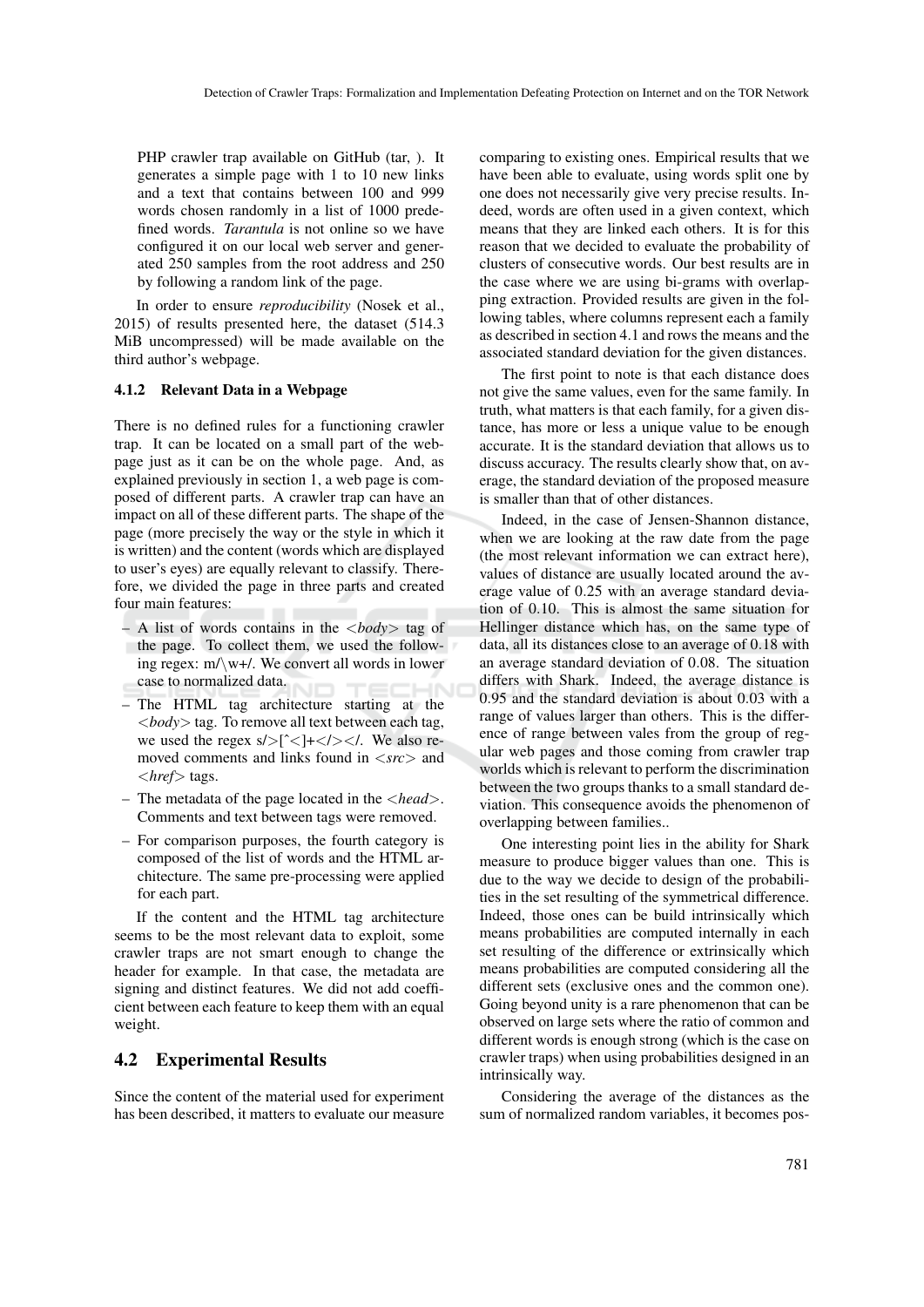PHP crawler trap available on GitHub (tar, ). It generates a simple page with 1 to 10 new links and a text that contains between 100 and 999 words chosen randomly in a list of 1000 predefined words. *Tarantula* is not online so we have configured it on our local web server and generated 250 samples from the root address and 250 by following a random link of the page.

In order to ensure *reproducibility* (Nosek et al., 2015) of results presented here, the dataset (514.3 MiB uncompressed) will be made available on the third author's webpage.

#### 4.1.2 Relevant Data in a Webpage

There is no defined rules for a functioning crawler trap. It can be located on a small part of the webpage just as it can be on the whole page. And, as explained previously in section 1, a web page is composed of different parts. A crawler trap can have an impact on all of these different parts. The shape of the page (more precisely the way or the style in which it is written) and the content (words which are displayed to user's eyes) are equally relevant to classify. Therefore, we divided the page in three parts and created four main features:

- A list of words contains in the <*body*> tag of the page. To collect them, we used the following regex: m/\w+/. We convert all words in lower case to normalized data.
- The HTML tag architecture starting at the <*body*> tag. To remove all text between each tag, we used the regex s/>[^<]+</></. We also removed comments and links found in <*src*> and <*href*> tags.
- The metadata of the page located in the <*head*>. Comments and text between tags were removed.
- For comparison purposes, the fourth category is composed of the list of words and the HTML architecture. The same pre-processing were applied for each part.

If the content and the HTML tag architecture seems to be the most relevant data to exploit, some crawler traps are not smart enough to change the header for example. In that case, the metadata are signing and distinct features. We did not add coefficient between each feature to keep them with an equal weight.

### 4.2 Experimental Results

Since the content of the material used for experiment has been described, it matters to evaluate our measure comparing to existing ones. Empirical results that we have been able to evaluate, using words split one by one does not necessarily give very precise results. Indeed, words are often used in a given context, which means that they are linked each others. It is for this reason that we decided to evaluate the probability of clusters of consecutive words. Our best results are in the case where we are using bi-grams with overlapping extraction. Provided results are given in the following tables, where columns represent each a family as described in section 4.1 and rows the means and the associated standard deviation for the given distances.

The first point to note is that each distance does not give the same values, even for the same family. In truth, what matters is that each family, for a given distance, has more or less a unique value to be enough accurate. It is the standard deviation that allows us to discuss accuracy. The results clearly show that, on average, the standard deviation of the proposed measure is smaller than that of other distances.

Indeed, in the case of Jensen-Shannon distance, when we are looking at the raw date from the page (the most relevant information we can extract here), values of distance are usually located around the average value of 0.25 with an average standard deviation of 0.10. This is almost the same situation for Hellinger distance which has, on the same type of data, all its distances close to an average of 0.18 with an average standard deviation of 0.08. The situation differs with Shark. Indeed, the average distance is 0.95 and the standard deviation is about 0.03 with a range of values larger than others. This is the difference of range between vales from the group of regular web pages and those coming from crawler trap worlds which is relevant to perform the discrimination between the two groups thanks to a small standard deviation. This consequence avoids the phenomenon of overlapping between families..

One interesting point lies in the ability for Shark measure to produce bigger values than one. This is due to the way we decide to design of the probabilities in the set resulting of the symmetrical difference. Indeed, those ones can be build intrinsically which means probabilities are computed internally in each set resulting of the difference or extrinsically which means probabilities are computed considering all the different sets (exclusive ones and the common one). Going beyond unity is a rare phenomenon that can be observed on large sets where the ratio of common and different words is enough strong (which is the case on crawler traps) when using probabilities designed in an intrinsically way.

Considering the average of the distances as the sum of normalized random variables, it becomes pos-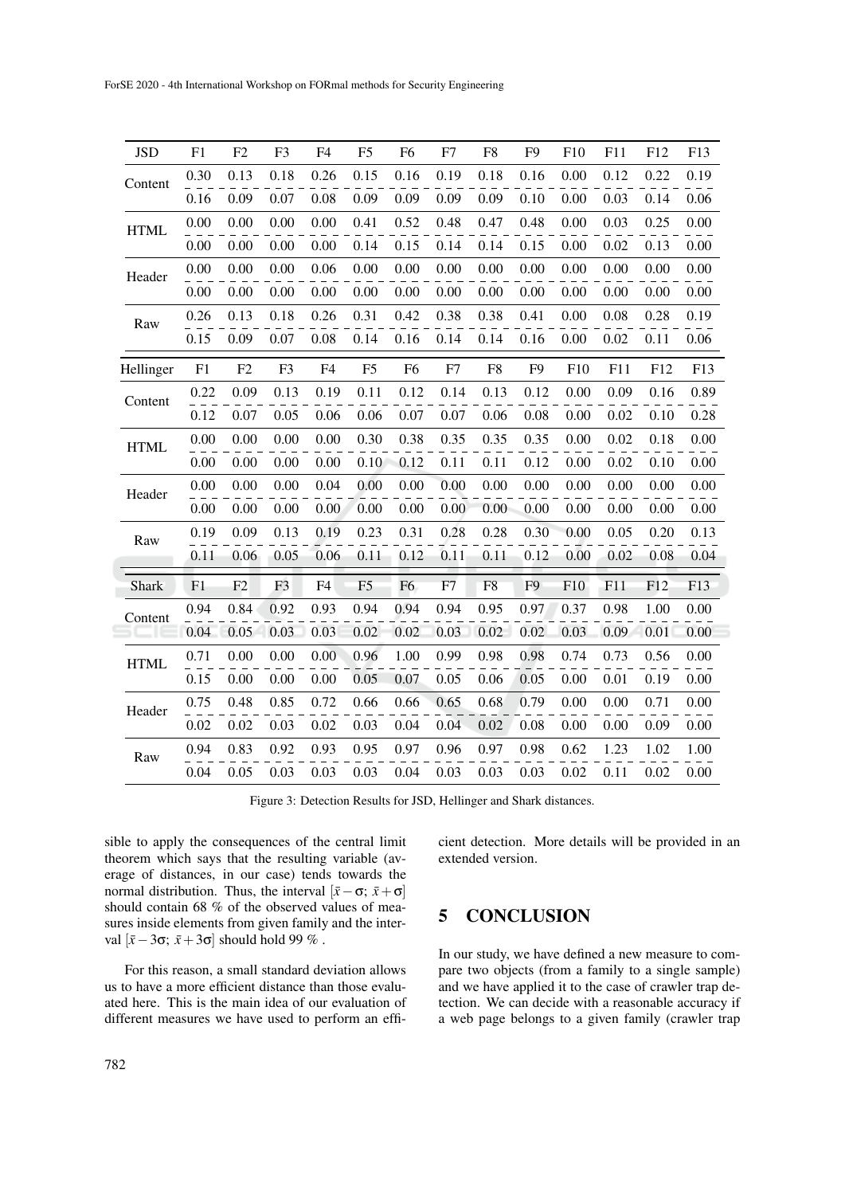| JSD | F1 | F2 | F3 | F4 | F5 | F6 | F7 | F8 | F9 | F10 | F11 | F12 | F13 |
|---|---|---|---|---|---|---|---|---|---|---|---|---|---|
| Content | 0.30 | 0.13 | 0.18 | 0.26 | 0.15 | 0.16 | 0.19 | 0.18 | 0.16 | 0.00 | 0.12 | 0.22 | 0.19 |
| | 0.16 | 0.09 | 0.07 | 0.08 | 0.09 | 0.09 | 0.09 | 0.09 | 0.10 | 0.00 | 0.03 | 0.14 | 0.06 |
| HTML | 0.00 | 0.00 | 0.00 | 0.00 | 0.41 | 0.52 | 0.48 | 0.47 | 0.48 | 0.00 | 0.03 | 0.25 | 0.00 |
| | 0.00 | 0.00 | 0.00 | 0.00 | 0.14 | 0.15 | 0.14 | 0.14 | 0.15 | 0.00 | 0.02 | 0.13 | 0.00 |
| Header | 0.00 | 0.00 | 0.00 | 0.06 | 0.00 | 0.00 | 0.00 | 0.00 | 0.00 | 0.00 | 0.00 | 0.00 | 0.00 |
| | 0.00 | 0.00 | 0.00 | 0.00 | 0.00 | 0.00 | 0.00 | 0.00 | 0.00 | 0.00 | 0.00 | 0.00 | 0.00 |
| Raw | 0.26 | 0.13 | 0.18 | 0.26 | 0.31 | 0.42 | 0.38 | 0.38 | 0.41 | 0.00 | 0.08 | 0.28 | 0.19 |
| | 0.15 | 0.09 | 0.07 | 0.08 | 0.14 | 0.16 | 0.14 | 0.14 | 0.16 | 0.00 | 0.02 | 0.11 | 0.06 |
| **Hellinger** | **F1** | **F2** | **F3** | **F4** | **F5** | **F6** | **F7** | **F8** | **F9** | **F10** | **F11** | **F12** | **F13** |
| Content | 0.22 | 0.09 | 0.13 | 0.19 | 0.11 | 0.12 | 0.14 | 0.13 | 0.12 | 0.00 | 0.09 | 0.16 | 0.89 |
| | 0.12 | 0.07 | 0.05 | 0.06 | 0.06 | 0.07 | 0.07 | 0.06 | 0.08 | 0.00 | 0.02 | 0.10 | 0.28 |
| HTML | 0.00 | 0.00 | 0.00 | 0.00 | 0.30 | 0.38 | 0.35 | 0.35 | 0.35 | 0.00 | 0.02 | 0.18 | 0.00 |
| | 0.00 | 0.00 | 0.00 | 0.00 | 0.10 | 0.12 | 0.11 | 0.11 | 0.12 | 0.00 | 0.02 | 0.10 | 0.00 |
| Header | 0.00 | 0.00 | 0.00 | 0.04 | 0.00 | 0.00 | 0.00 | 0.00 | 0.00 | 0.00 | 0.00 | 0.00 | 0.00 |
| | 0.00 | 0.00 | 0.00 | 0.00 | 0.00 | 0.00 | 0.00 | 0.00 | 0.00 | 0.00 | 0.00 | 0.00 | 0.00 |
| Raw | 0.19 | 0.09 | 0.13 | 0.19 | 0.23 | 0.31 | 0.28 | 0.28 | 0.30 | 0.00 | 0.05 | 0.20 | 0.13 |
| | 0.11 | 0.06 | 0.05 | 0.06 | 0.11 | 0.12 | 0.11 | 0.11 | 0.12 | 0.00 | 0.02 | 0.08 | 0.04 |
| **Shark** | **F1** | **F2** | **F3** | **F4** | **F5** | **F6** | **F7** | **F8** | **F9** | **F10** | **F11** | **F12** | **F13** |
| Content | 0.94 | 0.84 | 0.92 | 0.93 | 0.94 | 0.94 | 0.94 | 0.95 | 0.97 | 0.37 | 0.98 | 1.00 | 0.00 |
| | 0.04 | 0.05 | 0.03 | 0.03 | 0.02 | 0.02 | 0.03 | 0.02 | 0.02 | 0.03 | 0.09 | 0.01 | 0.00 |
| HTML | 0.71 | 0.00 | 0.00 | 0.00 | 0.96 | 1.00 | 0.99 | 0.98 | 0.98 | 0.74 | 0.73 | 0.56 | 0.00 |
| | 0.15 | 0.00 | 0.00 | 0.00 | 0.05 | 0.07 | 0.05 | 0.06 | 0.05 | 0.00 | 0.01 | 0.19 | 0.00 |
| Header | 0.75 | 0.48 | 0.85 | 0.72 | 0.66 | 0.66 | 0.65 | 0.68 | 0.79 | 0.00 | 0.00 | 0.71 | 0.00 |
| | 0.02 | 0.02 | 0.03 | 0.02 | 0.03 | 0.04 | 0.04 | 0.02 | 0.08 | 0.00 | 0.00 | 0.09 | 0.00 |
| Raw | 0.94 | 0.83 | 0.92 | 0.93 | 0.95 | 0.97 | 0.96 | 0.97 | 0.98 | 0.62 | 1.23 | 1.02 | 1.00 |
| | 0.04 | 0.05 | 0.03 | 0.03 | 0.03 | 0.04 | 0.03 | 0.03 | 0.03 | 0.02 | 0.11 | 0.02 | 0.00 |

Figure 3: Detection Results for JSD, Hellinger and Shark distances.

sible to apply the consequences of the central limit theorem which says that the resulting variable (average of distances, in our case) tends towards the normal distribution. Thus, the interval $[\bar{x}-\sigma;\ \bar{x}+\sigma]$ should contain 68 % of the observed values of measures inside elements from given family and the interval $[\bar{x}-3\sigma;\ \bar{x}+3\sigma]$ should hold 99 % .

For this reason, a small standard deviation allows us to have a more efficient distance than those evaluated here. This is the main idea of our evaluation of different measures we have used to perform an efficient detection. More details will be provided in an extended version.

## 5 CONCLUSION

In our study, we have defined a new measure to compare two objects (from a family to a single sample) and we have applied it to the case of crawler trap detection. We can decide with a reasonable accuracy if a web page belongs to a given family (crawler trap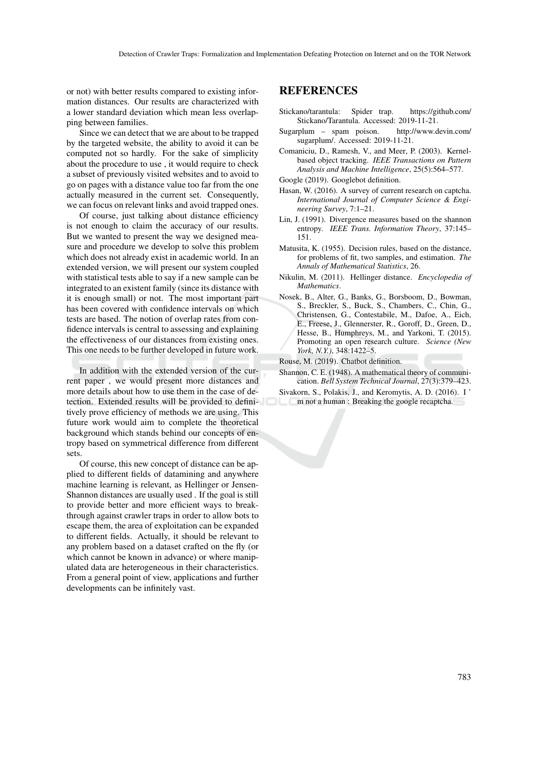or not) with better results compared to existing information distances. Our results are characterized with a lower standard deviation which mean less overlapping between families.

Since we can detect that we are about to be trapped by the targeted website, the ability to avoid it can be computed not so hardly. For the sake of simplicity about the procedure to use , it would require to check a subset of previously visited websites and to avoid to go on pages with a distance value too far from the one actually measured in the current set. Consequently, we can focus on relevant links and avoid trapped ones.

Of course, just talking about distance efficiency is not enough to claim the accuracy of our results. But we wanted to present the way we designed measure and procedure we develop to solve this problem which does not already exist in academic world. In an extended version, we will present our system coupled with statistical tests able to say if a new sample can be integrated to an existent family (since its distance with it is enough small) or not. The most important part has been covered with confidence intervals on which tests are based. The notion of overlap rates from confidence intervals is central to assessing and explaining the effectiveness of our distances from existing ones. This one needs to be further developed in future work.

In addition with the extended version of the current paper , we would present more distances and more details about how to use them in the case of detection. Extended results will be provided to definitively prove efficiency of methods we are using. This future work would aim to complete the theoretical background which stands behind our concepts of entropy based on symmetrical difference from different sets.

Of course, this new concept of distance can be applied to different fields of datamining and anywhere machine learning is relevant, as Hellinger or Jensen-Shannon distances are usually used . If the goal is still to provide better and more efficient ways to breakthrough against crawler traps in order to allow bots to escape them, the area of exploitation can be expanded to different fields. Actually, it should be relevant to any problem based on a dataset crafted on the fly (or which cannot be known in advance) or where manipulated data are heterogeneous in their characteristics. From a general point of view, applications and further developments can be infinitely vast.

## REFERENCES

Stickano/tarantula: Spider trap. https://github.com/Stickano/Tarantula. Accessed: 2019-11-21.

Sugarplum – spam poison. http://www.devin.com/sugarplum/. Accessed: 2019-11-21.

Comaniciu, D., Ramesh, V., and Meer, P. (2003). Kernel-based object tracking. *IEEE Transactions on Pattern Analysis and Machine Intelligence*, 25(5):564–577.

Google (2019). Googlebot definition.

Hasan, W. (2016). A survey of current research on captcha. *International Journal of Computer Science & Engineering Survey*, 7:1–21.

Lin, J. (1991). Divergence measures based on the shannon entropy. *IEEE Trans. Information Theory*, 37:145–151.

Matusita, K. (1955). Decision rules, based on the distance, for problems of fit, two samples, and estimation. *The Annals of Mathematical Statistics*, 26.

Nikulin, M. (2011). Hellinger distance. *Encyclopedia of Mathematics*.

Nosek, B., Alter, G., Banks, G., Borsboom, D., Bowman, S., Breckler, S., Buck, S., Chambers, C., Chin, G., Christensen, G., Contestabile, M., Dafoe, A., Eich, E., Freese, J., Glennerster, R., Goroff, D., Green, D., Hesse, B., Humphreys, M., and Yarkoni, T. (2015). Promoting an open research culture. *Science (New York, N.Y.)*, 348:1422–5.

Rouse, M. (2019). Chatbot definition.

Shannon, C. E. (1948). A mathematical theory of communication. *Bell System Technical Journal*, 27(3):379–423.

Sivakorn, S., Polakis, J., and Keromytis, A. D. (2016). I ' m not a human : Breaking the google recaptcha.